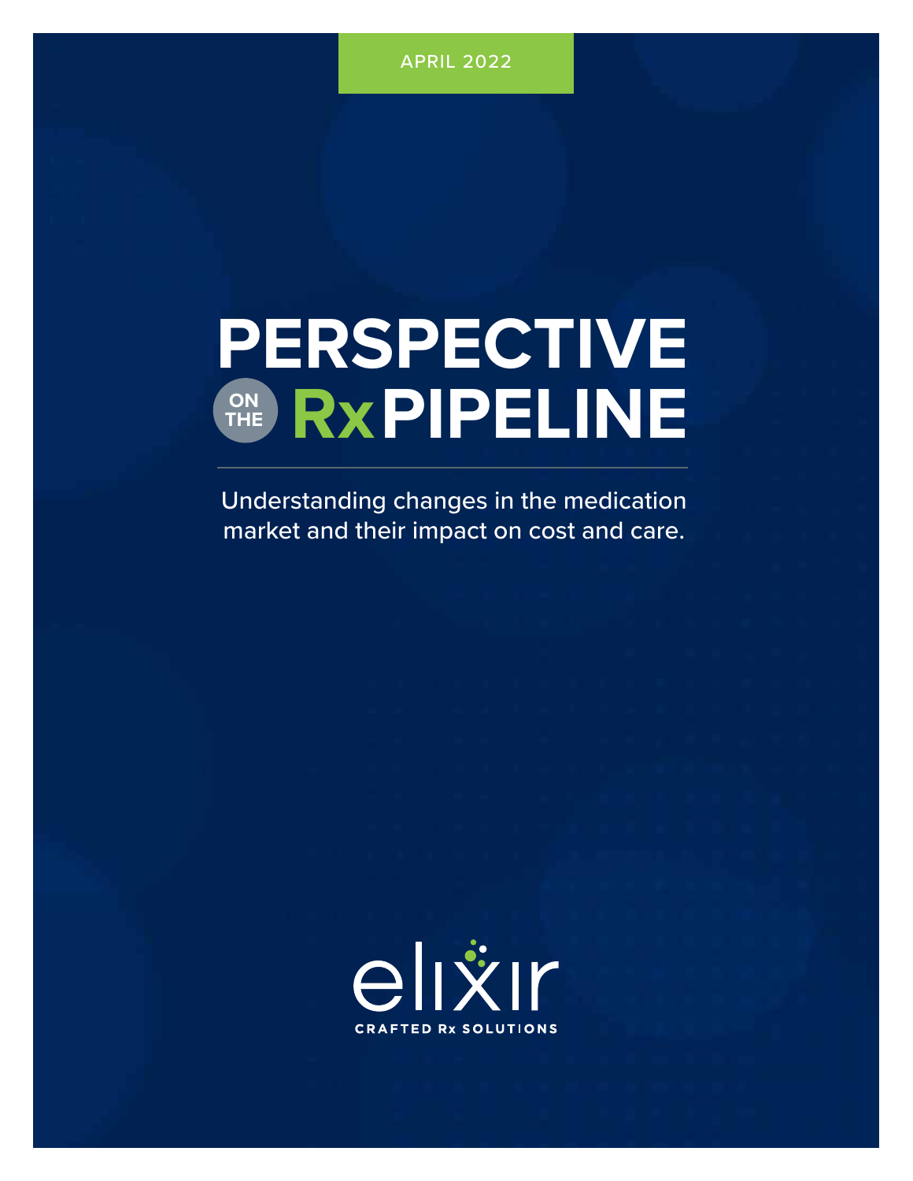APRIL 2022

# PERSPECTIVE ON THE Rx PIPELINE

Understanding changes in the medication market and their impact on cost and care.

elixir

CRAFTED Rx SOLUTIONS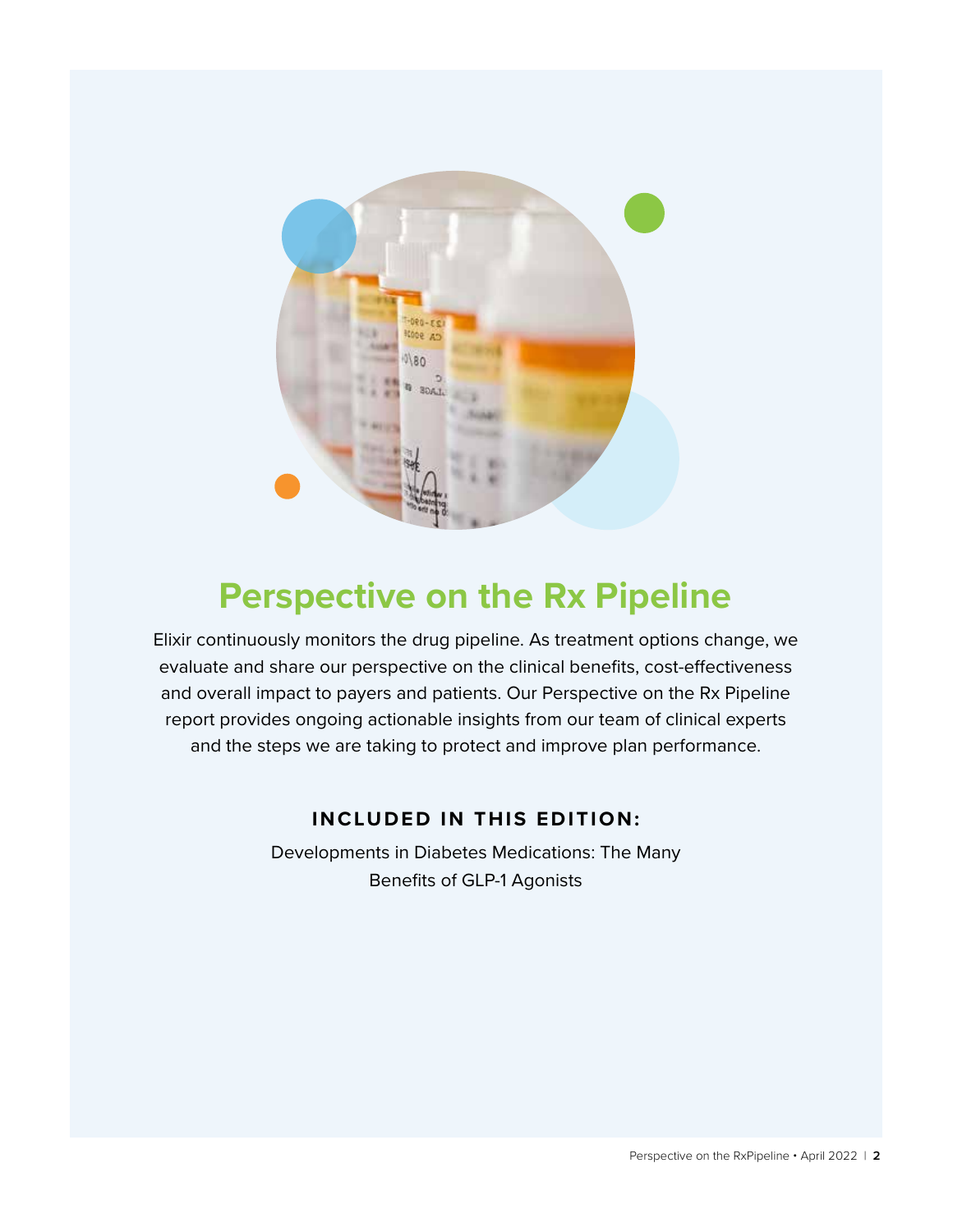# Perspective on the Rx Pipeline

Elixir continuously monitors the drug pipeline. As treatment options change, we evaluate and share our perspective on the clinical benefits, cost-effectiveness and overall impact to payers and patients. Our Perspective on the Rx Pipeline report provides ongoing actionable insights from our team of clinical experts and the steps we are taking to protect and improve plan performance.

**INCLUDED IN THIS EDITION:**

Developments in Diabetes Medications: The Many Benefits of GLP-1 Agonists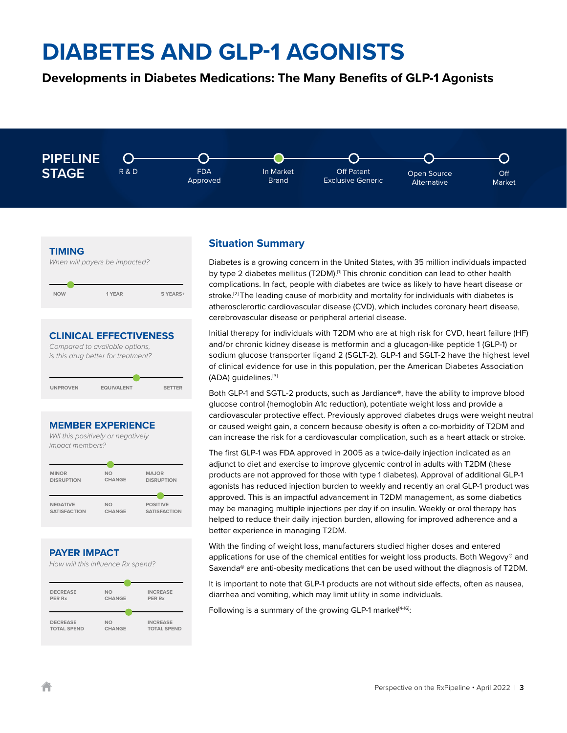# DIABETES AND GLP-1 AGONISTS

**Developments in Diabetes Medications: The Many Benefits of GLP-1 Agonists**

## PIPELINE STAGE

R & D — FDA Approved — **In Market Brand** — Off Patent Exclusive Generic — Open Source Alternative — Off Market

### TIMING

*When will payers be impacted?*

NOW — 1 YEAR — 5 YEARS+

### CLINICAL EFFECTIVENESS

*Compared to available options, is this drug better for treatment?*

UNPROVEN — EQUIVALENT — BETTER

### MEMBER EXPERIENCE

*Will this positively or negatively impact members?*

MINOR DISRUPTION — NO CHANGE — MAJOR DISRUPTION

NEGATIVE SATISFACTION — NO CHANGE — POSITIVE SATISFACTION

### PAYER IMPACT

*How will this influence Rx spend?*

DECREASE PER Rx — NO CHANGE — INCREASE PER Rx

DECREASE TOTAL SPEND — NO CHANGE — INCREASE TOTAL SPEND

## Situation Summary

Diabetes is a growing concern in the United States, with 35 million individuals impacted by type 2 diabetes mellitus (T2DM).[1] This chronic condition can lead to other health complications. In fact, people with diabetes are twice as likely to have heart disease or stroke.[2] The leading cause of morbidity and mortality for individuals with diabetes is atherosclerortic cardiovascular disease (CVD), which includes coronary heart disease, cerebrovascular disease or peripheral arterial disease.

Initial therapy for individuals with T2DM who are at high risk for CVD, heart failure (HF) and/or chronic kidney disease is metformin and a glucagon-like peptide 1 (GLP-1) or sodium glucose transporter ligand 2 (SGLT-2). GLP-1 and SGLT-2 have the highest level of clinical evidence for use in this population, per the American Diabetes Association (ADA) guidelines.[3]

Both GLP-1 and SGTL-2 products, such as Jardiance®, have the ability to improve blood glucose control (hemoglobin A1c reduction), potentiate weight loss and provide a cardiovascular protective effect. Previously approved diabetes drugs were weight neutral or caused weight gain, a concern because obesity is often a co-morbidity of T2DM and can increase the risk for a cardiovascular complication, such as a heart attack or stroke.

The first GLP-1 was FDA approved in 2005 as a twice-daily injection indicated as an adjunct to diet and exercise to improve glycemic control in adults with T2DM (these products are not approved for those with type 1 diabetes). Approval of additional GLP-1 agonists has reduced injection burden to weekly and recently an oral GLP-1 product was approved. This is an impactful advancement in T2DM management, as some diabetics may be managing multiple injections per day if on insulin. Weekly or oral therapy has helped to reduce their daily injection burden, allowing for improved adherence and a better experience in managing T2DM.

With the finding of weight loss, manufacturers studied higher doses and entered applications for use of the chemical entities for weight loss products. Both Wegovy® and Saxenda® are anti-obesity medications that can be used without the diagnosis of T2DM.

It is important to note that GLP-1 products are not without side effects, often as nausea, diarrhea and vomiting, which may limit utility in some individuals.

Following is a summary of the growing GLP-1 market[4-16]: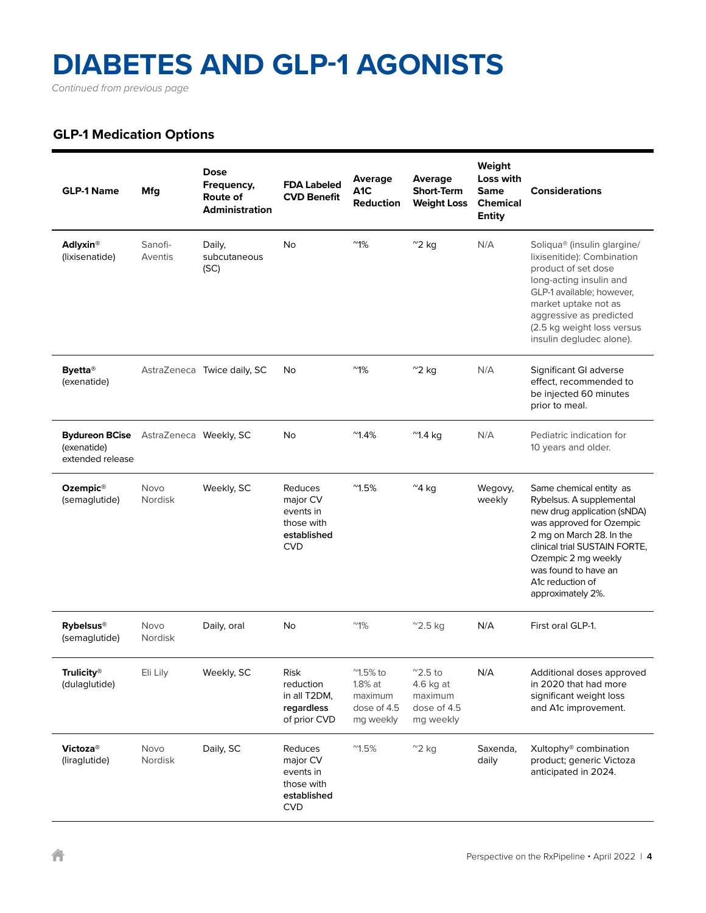# DIABETES AND GLP-1 AGONISTS

*Continued from previous page*

### GLP-1 Medication Options

| GLP-1 Name | Mfg | Dose Frequency, Route of Administration | FDA Labeled CVD Benefit | Average A1C Reduction | Average Short-Term Weight Loss | Weight Loss with Same Chemical Entity | Considerations |
|---|---|---|---|---|---|---|---|
| **Adlyxin®** (lixisenatide) | Sanofi-Aventis | Daily, subcutaneous (SC) | No | ~1% | ~2 kg | N/A | Soliqua® (insulin glargine/ lixisenitide): Combination product of set dose long-acting insulin and GLP-1 available; however, market uptake not as aggressive as predicted (2.5 kg weight loss versus insulin degludec alone). |
| **Byetta®** (exenatide) | AstraZeneca | Twice daily, SC | No | ~1% | ~2 kg | N/A | Significant GI adverse effect, recommended to be injected 60 minutes prior to meal. |
| **Bydureon BCise** (exenatide) extended release | AstraZeneca | Weekly, SC | No | ~1.4% | ~1.4 kg | N/A | Pediatric indication for 10 years and older. |
| **Ozempic®** (semaglutide) | Novo Nordisk | Weekly, SC | Reduces major CV events in those with established CVD | ~1.5% | ~4 kg | Wegovy, weekly | Same chemical entity as Rybelsus. A supplemental new drug application (sNDA) was approved for Ozempic 2 mg on March 28. In the clinical trial SUSTAIN FORTE, Ozempic 2 mg weekly was found to have an A1c reduction of approximately 2%. |
| **Rybelsus®** (semaglutide) | Novo Nordisk | Daily, oral | No | ~1% | ~2.5 kg | N/A | First oral GLP-1. |
| **Trulicity®** (dulaglutide) | Eli Lily | Weekly, SC | Risk reduction in all T2DM, regardless of prior CVD | ~1.5% to 1.8% at maximum dose of 4.5 mg weekly | ~2.5 to 4.6 kg at maximum dose of 4.5 mg weekly | N/A | Additional doses approved in 2020 that had more significant weight loss and A1c improvement. |
| **Victoza®** (liraglutide) | Novo Nordisk | Daily, SC | Reduces major CV events in those with established CVD | ~1.5% | ~2 kg | Saxenda, daily | Xultophy® combination product; generic Victoza anticipated in 2024. |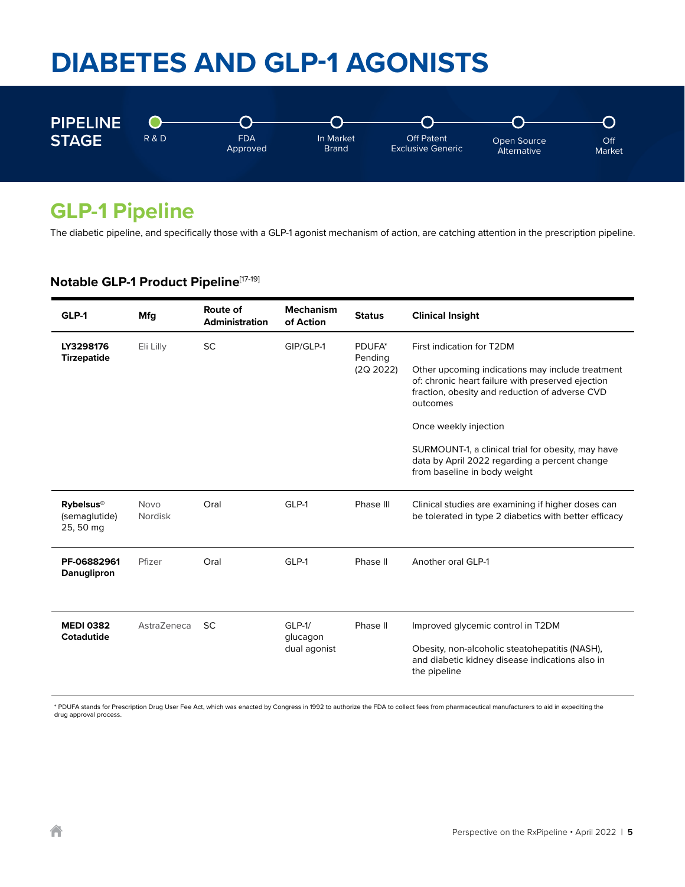# DIABETES AND GLP-1 AGONISTS

**PIPELINE STAGE**

R & D — FDA Approved — In Market Brand — Off Patent Exclusive Generic — Open Source Alternative — Off Market

## GLP-1 Pipeline

The diabetic pipeline, and specifically those with a GLP-1 agonist mechanism of action, are catching attention in the prescription pipeline.

### Notable GLP-1 Product Pipeline[17-19]

| GLP-1 | Mfg | Route of Administration | Mechanism of Action | Status | Clinical Insight |
|---|---|---|---|---|---|
| **LY3298176 Tirzepatide** | Eli Lilly | SC | GIP/GLP-1 | PDUFA* Pending (2Q 2022) | First indication for T2DM<br><br>Other upcoming indications may include treatment of: chronic heart failure with preserved ejection fraction, obesity and reduction of adverse CVD outcomes<br><br>Once weekly injection<br><br>SURMOUNT-1, a clinical trial for obesity, may have data by April 2022 regarding a percent change from baseline in body weight |
| **Rybelsus®** (semaglutide) 25, 50 mg | Novo Nordisk | Oral | GLP-1 | Phase III | Clinical studies are examining if higher doses can be tolerated in type 2 diabetics with better efficacy |
| **PF-06882961 Danuglipron** | Pfizer | Oral | GLP-1 | Phase II | Another oral GLP-1 |
| **MEDI 0382 Cotadutide** | AstraZeneca | SC | GLP-1/ glucagon dual agonist | Phase II | Improved glycemic control in T2DM<br><br>Obesity, non-alcoholic steatohepatitis (NASH), and diabetic kidney disease indications also in the pipeline |

* PDUFA stands for Prescription Drug User Fee Act, which was enacted by Congress in 1992 to authorize the FDA to collect fees from pharmaceutical manufacturers to aid in expediting the drug approval process.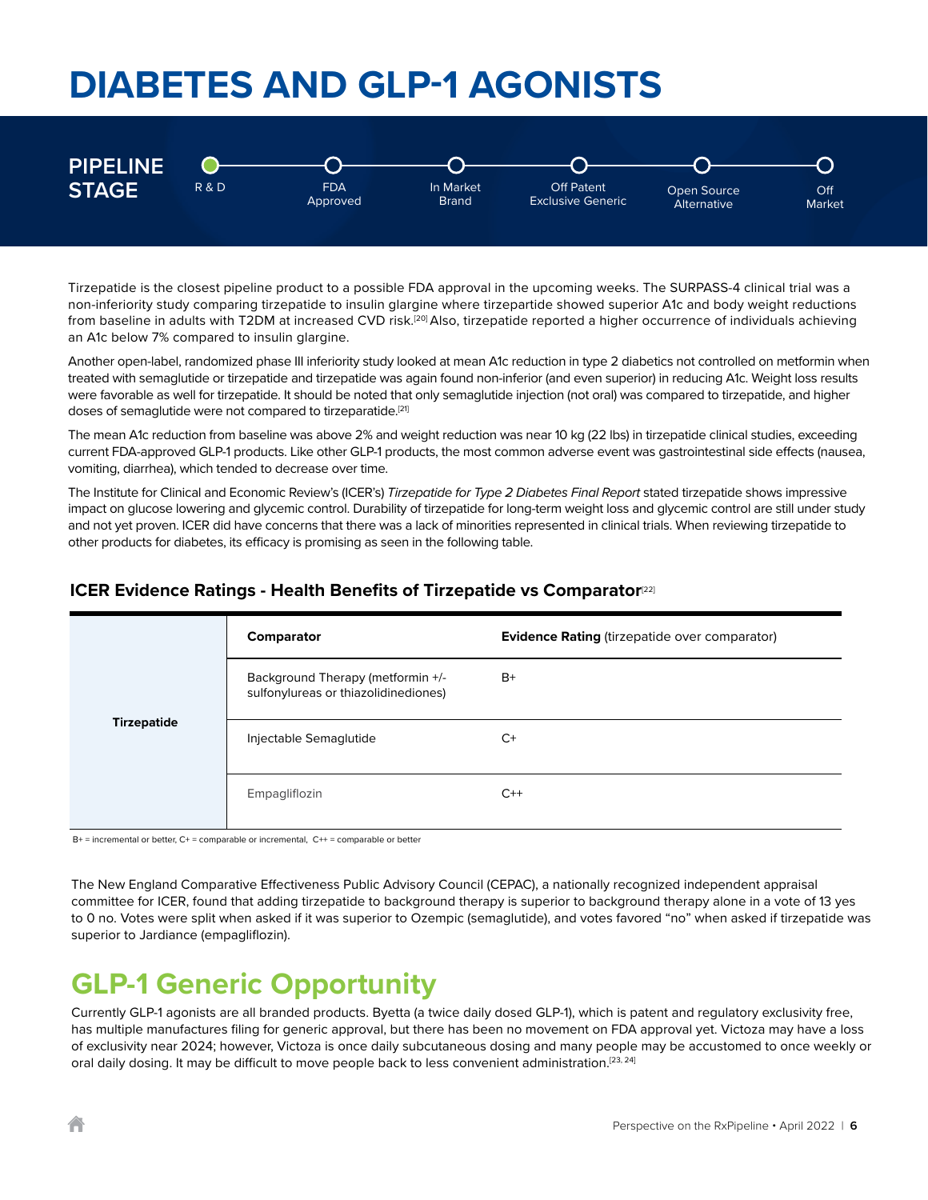# DIABETES AND GLP-1 AGONISTS

**PIPELINE STAGE**

R & D | FDA Approved | In Market Brand | Off Patent Exclusive Generic | Open Source Alternative | Off Market

Tirzepatide is the closest pipeline product to a possible FDA approval in the upcoming weeks. The SURPASS-4 clinical trial was a non-inferiority study comparing tirzepatide to insulin glargine where tirzepartide showed superior A1c and body weight reductions from baseline in adults with T2DM at increased CVD risk.[20] Also, tirzepatide reported a higher occurrence of individuals achieving an A1c below 7% compared to insulin glargine.

Another open-label, randomized phase III inferiority study looked at mean A1c reduction in type 2 diabetics not controlled on metformin when treated with semaglutide or tirzepatide and tirzepatide was again found non-inferior (and even superior) in reducing A1c. Weight loss results were favorable as well for tirzepatide. It should be noted that only semaglutide injection (not oral) was compared to tirzepatide, and higher doses of semaglutide were not compared to tirzeparatide.[21]

The mean A1c reduction from baseline was above 2% and weight reduction was near 10 kg (22 lbs) in tirzepatide clinical studies, exceeding current FDA-approved GLP-1 products. Like other GLP-1 products, the most common adverse event was gastrointestinal side effects (nausea, vomiting, diarrhea), which tended to decrease over time.

The Institute for Clinical and Economic Review's (ICER's) *Tirzepatide for Type 2 Diabetes Final Report* stated tirzepatide shows impressive impact on glucose lowering and glycemic control. Durability of tirzepatide for long-term weight loss and glycemic control are still under study and not yet proven. ICER did have concerns that there was a lack of minorities represented in clinical trials. When reviewing tirzepatide to other products for diabetes, its efficacy is promising as seen in the following table.

### ICER Evidence Ratings - Health Benefits of Tirzepatide vs Comparator[22]

| | Comparator | Evidence Rating (tirzepatide over comparator) |
|---|---|---|
| **Tirzepatide** | Background Therapy (metformin +/- sulfonylureas or thiazolidinediones) | B+ |
| | Injectable Semaglutide | C+ |
| | Empagliflozin | C++ |

B+ = incremental or better, C+ = comparable or incremental, C++ = comparable or better

The New England Comparative Effectiveness Public Advisory Council (CEPAC), a nationally recognized independent appraisal committee for ICER, found that adding tirzepatide to background therapy is superior to background therapy alone in a vote of 13 yes to 0 no. Votes were split when asked if it was superior to Ozempic (semaglutide), and votes favored "no" when asked if tirzepatide was superior to Jardiance (empagliflozin).

## GLP-1 Generic Opportunity

Currently GLP-1 agonists are all branded products. Byetta (a twice daily dosed GLP-1), which is patent and regulatory exclusivity free, has multiple manufactures filing for generic approval, but there has been no movement on FDA approval yet. Victoza may have a loss of exclusivity near 2024; however, Victoza is once daily subcutaneous dosing and many people may be accustomed to once weekly or oral daily dosing. It may be difficult to move people back to less convenient administration.[23, 24]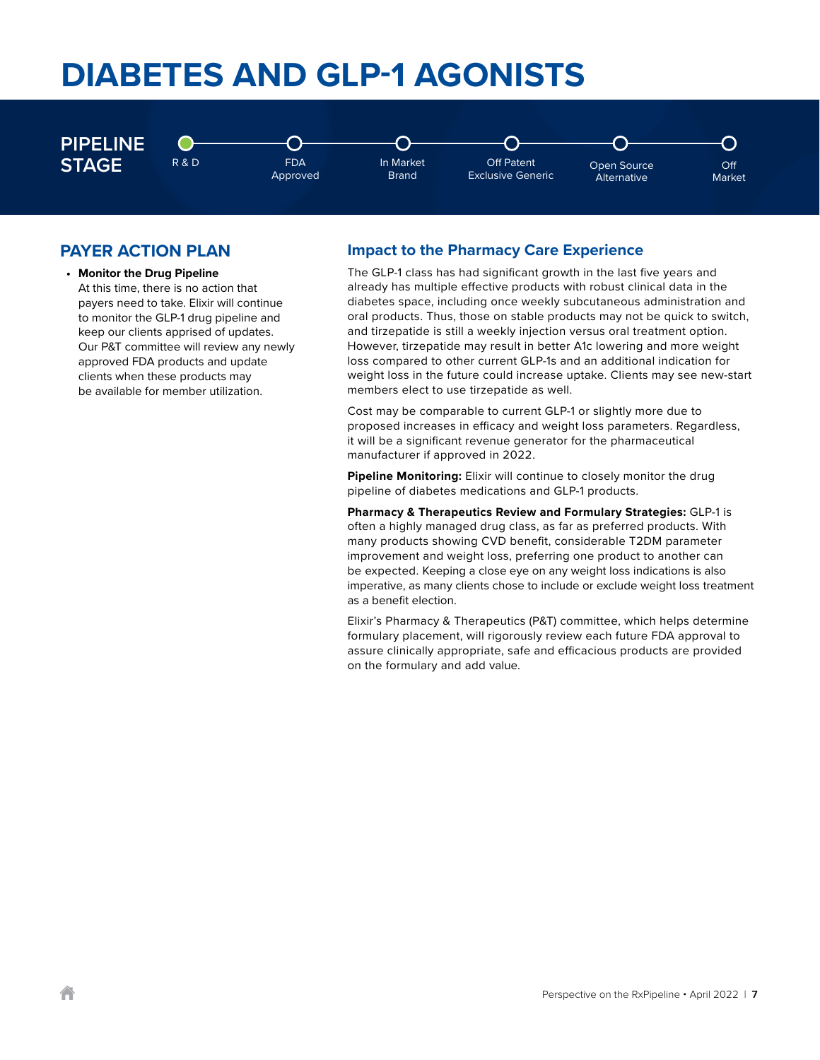# DIABETES AND GLP-1 AGONISTS

**PIPELINE STAGE**

R & D → FDA Approved → In Market Brand → Off Patent Exclusive Generic → Open Source Alternative → Off Market

(Current stage: R & D)

## PAYER ACTION PLAN

- **Monitor the Drug Pipeline**
  At this time, there is no action that payers need to take. Elixir will continue to monitor the GLP-1 drug pipeline and keep our clients apprised of updates. Our P&T committee will review any newly approved FDA products and update clients when these products may be available for member utilization.

## Impact to the Pharmacy Care Experience

The GLP-1 class has had significant growth in the last five years and already has multiple effective products with robust clinical data in the diabetes space, including once weekly subcutaneous administration and oral products. Thus, those on stable products may not be quick to switch, and tirzepatide is still a weekly injection versus oral treatment option. However, tirzepatide may result in better A1c lowering and more weight loss compared to other current GLP-1s and an additional indication for weight loss in the future could increase uptake. Clients may see new-start members elect to use tirzepatide as well.

Cost may be comparable to current GLP-1 or slightly more due to proposed increases in efficacy and weight loss parameters. Regardless, it will be a significant revenue generator for the pharmaceutical manufacturer if approved in 2022.

**Pipeline Monitoring:** Elixir will continue to closely monitor the drug pipeline of diabetes medications and GLP-1 products.

**Pharmacy & Therapeutics Review and Formulary Strategies:** GLP-1 is often a highly managed drug class, as far as preferred products. With many products showing CVD benefit, considerable T2DM parameter improvement and weight loss, preferring one product to another can be expected. Keeping a close eye on any weight loss indications is also imperative, as many clients chose to include or exclude weight loss treatment as a benefit election.

Elixir's Pharmacy & Therapeutics (P&T) committee, which helps determine formulary placement, will rigorously review each future FDA approval to assure clinically appropriate, safe and efficacious products are provided on the formulary and add value.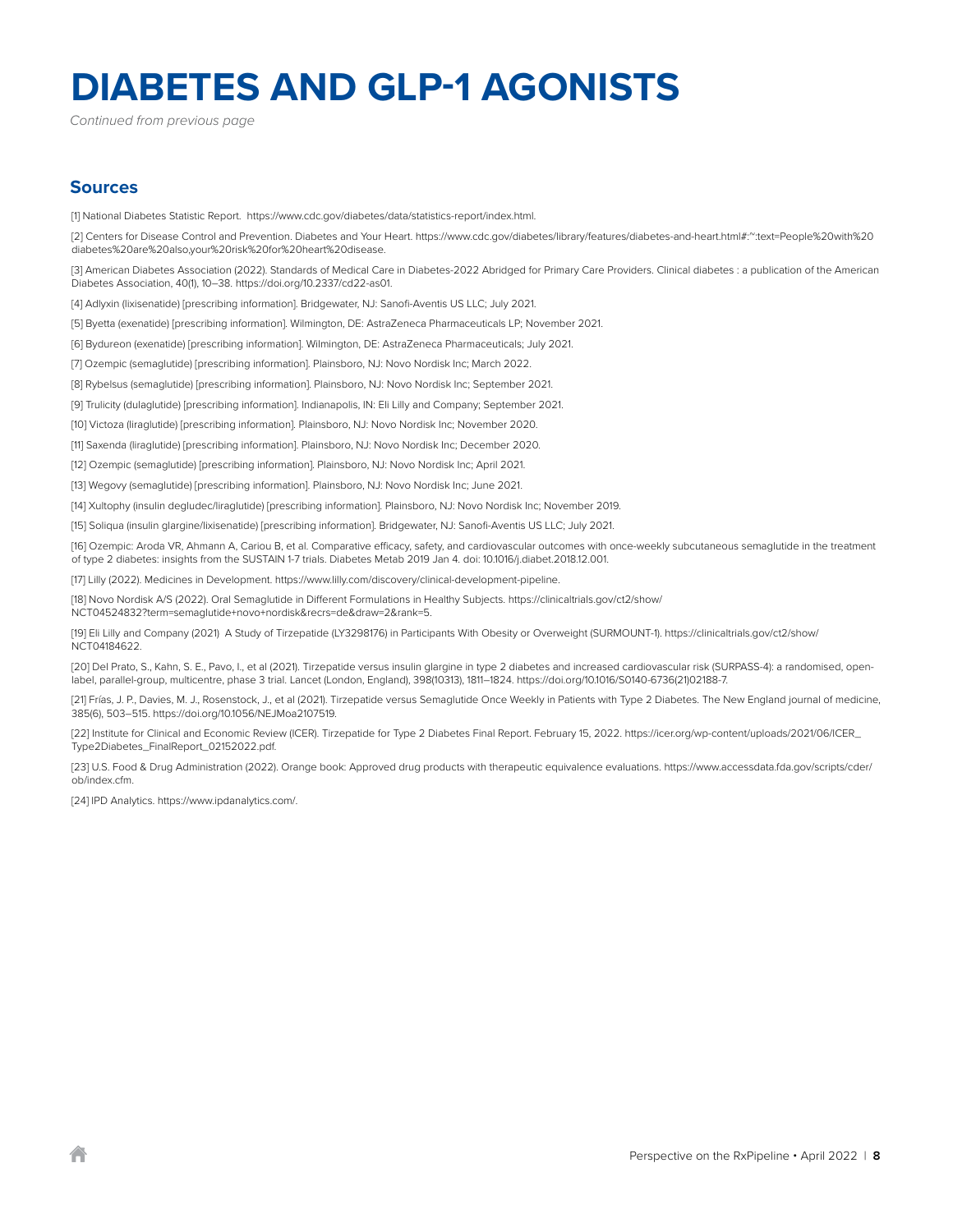# DIABETES AND GLP-1 AGONISTS

*Continued from previous page*

## Sources

[1] National Diabetes Statistic Report.  https://www.cdc.gov/diabetes/data/statistics-report/index.html.

[2] Centers for Disease Control and Prevention. Diabetes and Your Heart. https://www.cdc.gov/diabetes/library/features/diabetes-and-heart.html#:~:text=People%20with%20diabetes%20are%20also,your%20risk%20for%20heart%20disease.

[3] American Diabetes Association (2022). Standards of Medical Care in Diabetes-2022 Abridged for Primary Care Providers. Clinical diabetes : a publication of the American Diabetes Association, 40(1), 10–38. https://doi.org/10.2337/cd22-as01.

[4] Adlyxin (lixisenatide) [prescribing information]. Bridgewater, NJ: Sanofi-Aventis US LLC; July 2021.

[5] Byetta (exenatide) [prescribing information]. Wilmington, DE: AstraZeneca Pharmaceuticals LP; November 2021.

[6] Bydureon (exenatide) [prescribing information]. Wilmington, DE: AstraZeneca Pharmaceuticals; July 2021.

[7] Ozempic (semaglutide) [prescribing information]. Plainsboro, NJ: Novo Nordisk Inc; March 2022.

[8] Rybelsus (semaglutide) [prescribing information]. Plainsboro, NJ: Novo Nordisk Inc; September 2021.

[9] Trulicity (dulaglutide) [prescribing information]. Indianapolis, IN: Eli Lilly and Company; September 2021.

[10] Victoza (liraglutide) [prescribing information]. Plainsboro, NJ: Novo Nordisk Inc; November 2020.

[11] Saxenda (liraglutide) [prescribing information]. Plainsboro, NJ: Novo Nordisk Inc; December 2020.

[12] Ozempic (semaglutide) [prescribing information]. Plainsboro, NJ: Novo Nordisk Inc; April 2021.

[13] Wegovy (semaglutide) [prescribing information]. Plainsboro, NJ: Novo Nordisk Inc; June 2021.

[14] Xultophy (insulin degludec/liraglutide) [prescribing information]. Plainsboro, NJ: Novo Nordisk Inc; November 2019.

[15] Soliqua (insulin glargine/lixisenatide) [prescribing information]. Bridgewater, NJ: Sanofi-Aventis US LLC; July 2021.

[16] Ozempic: Aroda VR, Ahmann A, Cariou B, et al. Comparative efficacy, safety, and cardiovascular outcomes with once-weekly subcutaneous semaglutide in the treatment of type 2 diabetes: insights from the SUSTAIN 1-7 trials. Diabetes Metab 2019 Jan 4. doi: 10.1016/j.diabet.2018.12.001.

[17] Lilly (2022). Medicines in Development. https://www.lilly.com/discovery/clinical-development-pipeline.

[18] Novo Nordisk A/S (2022). Oral Semaglutide in Different Formulations in Healthy Subjects. https://clinicaltrials.gov/ct2/show/NCT04524832?term=semaglutide+novo+nordisk&recrs=de&draw=2&rank=5.

[19] Eli Lilly and Company (2021)  A Study of Tirzepatide (LY3298176) in Participants With Obesity or Overweight (SURMOUNT-1). https://clinicaltrials.gov/ct2/show/NCT04184622.

[20] Del Prato, S., Kahn, S. E., Pavo, I., et al (2021). Tirzepatide versus insulin glargine in type 2 diabetes and increased cardiovascular risk (SURPASS-4): a randomised, open-label, parallel-group, multicentre, phase 3 trial. Lancet (London, England), 398(10313), 1811–1824. https://doi.org/10.1016/S0140-6736(21)02188-7.

[21] Frías, J. P., Davies, M. J., Rosenstock, J., et al (2021). Tirzepatide versus Semaglutide Once Weekly in Patients with Type 2 Diabetes. The New England journal of medicine, 385(6), 503–515. https://doi.org/10.1056/NEJMoa2107519.

[22] Institute for Clinical and Economic Review (ICER). Tirzepatide for Type 2 Diabetes Final Report. February 15, 2022. https://icer.org/wp-content/uploads/2021/06/ICER_Type2Diabetes_FinalReport_02152022.pdf.

[23] U.S. Food & Drug Administration (2022). Orange book: Approved drug products with therapeutic equivalence evaluations. https://www.accessdata.fda.gov/scripts/cder/ob/index.cfm.

[24] IPD Analytics. https://www.ipdanalytics.com/.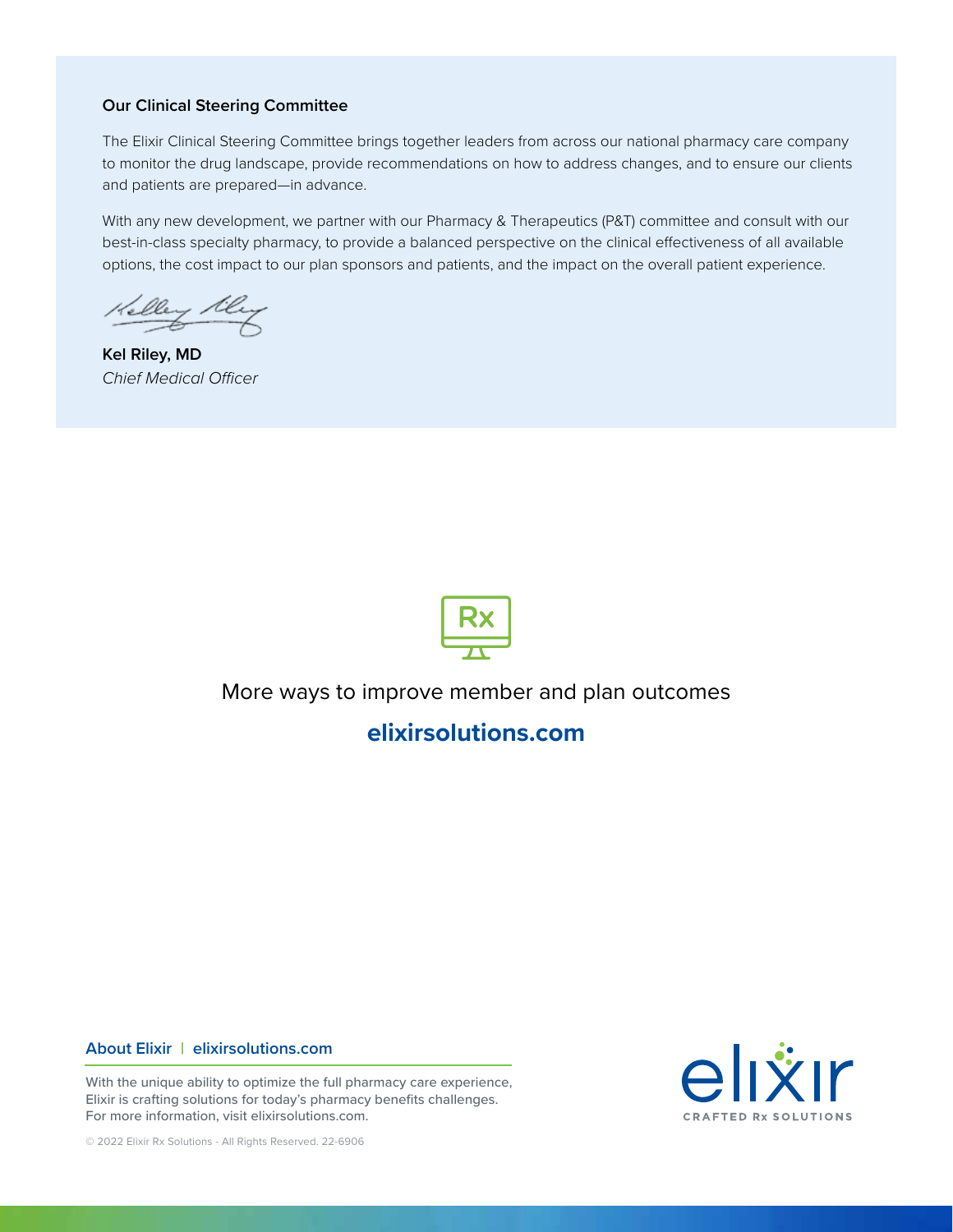### Our Clinical Steering Committee

The Elixir Clinical Steering Committee brings together leaders from across our national pharmacy care company to monitor the drug landscape, provide recommendations on how to address changes, and to ensure our clients and patients are prepared—in advance.

With any new development, we partner with our Pharmacy & Therapeutics (P&T) committee and consult with our best-in-class specialty pharmacy, to provide a balanced perspective on the clinical effectiveness of all available options, the cost impact to our plan sponsors and patients, and the impact on the overall patient experience.

**Kel Riley, MD**
*Chief Medical Officer*

More ways to improve member and plan outcomes

**elixirsolutions.com**

**About Elixir | elixirsolutions.com**

With the unique ability to optimize the full pharmacy care experience, Elixir is crafting solutions for today's pharmacy benefits challenges. For more information, visit elixirsolutions.com.

© 2022 Elixir Rx Solutions - All Rights Reserved. 22-6906

elixir
CRAFTED Rx SOLUTIONS